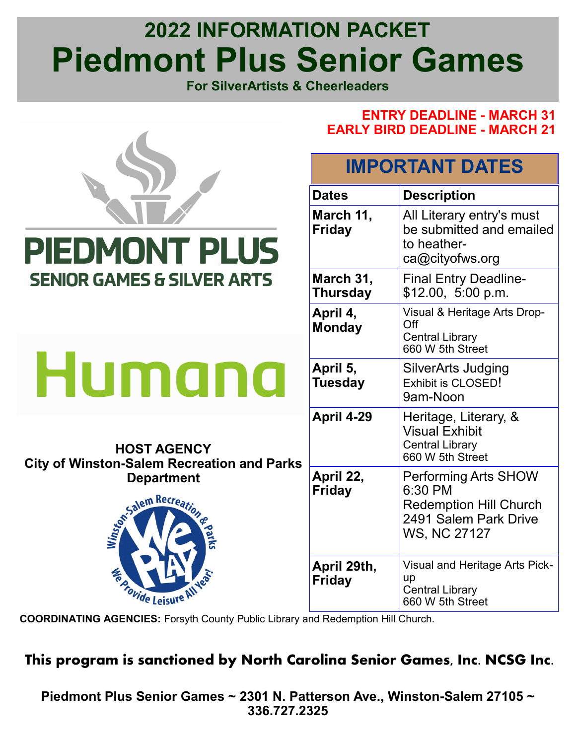# 2022 INFORMATION PACKET

# Piedmont Plus Senior Games

**For SilverArtists & Cheerleaders**

**ENTRY DEADLINE - MARCH 31**
**EARLY BIRD DEADLINE - MARCH 21**

PIEDMONT PLUS
SENIOR GAMES & SILVER ARTS

Humana

**HOST AGENCY**
**City of Winston-Salem Recreation and Parks Department**

Winston-Salem Recreation & Parks — We Play — We Provide Leisure All Year!

## IMPORTANT DATES

| Dates | Description |
|---|---|
| **March 11, Friday** | All Literary entry's must be submitted and emailed to heather-ca@cityofws.org |
| **March 31, Thursday** | Final Entry Deadline- $12.00, 5:00 p.m. |
| **April 4, Monday** | Visual & Heritage Arts Drop-Off<br>Central Library<br>660 W 5th Street |
| **April 5, Tuesday** | SilverArts Judging<br>Exhibit is CLOSED!<br>9am-Noon |
| **April 4-29** | Heritage, Literary, & Visual Exhibit<br>Central Library<br>660 W 5th Street |
| **April 22, Friday** | Performing Arts SHOW<br>6:30 PM<br>Redemption Hill Church<br>2491 Salem Park Drive<br>WS, NC 27127 |
| **April 29th, Friday** | Visual and Heritage Arts Pick-up<br>Central Library<br>660 W 5th Street |

**COORDINATING AGENCIES:** Forsyth County Public Library and Redemption Hill Church.

**This program is sanctioned by North Carolina Senior Games, Inc. NCSG Inc.**

**Piedmont Plus Senior Games ~ 2301 N. Patterson Ave., Winston-Salem 27105 ~ 336.727.2325**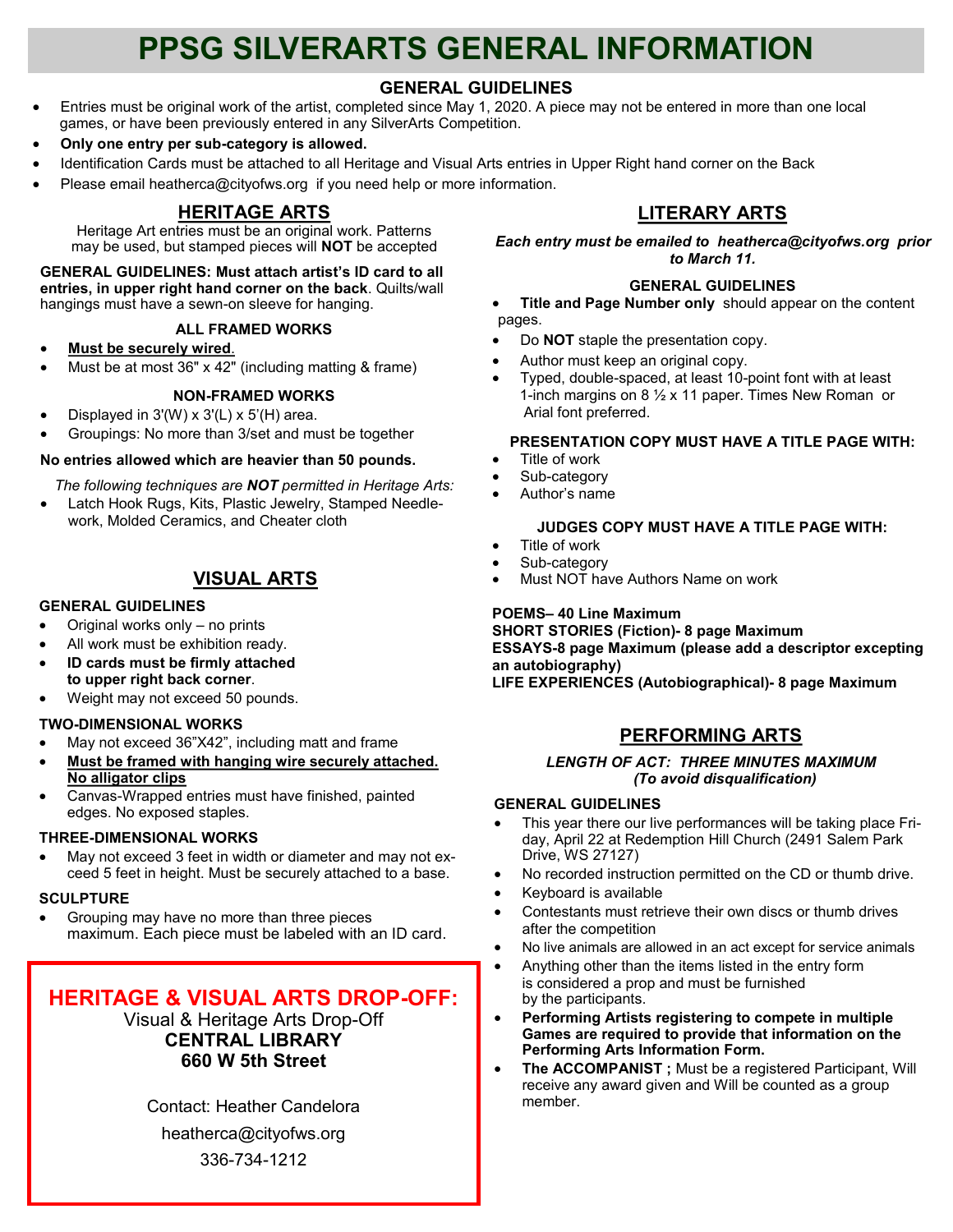# PPSG SILVERARTS GENERAL INFORMATION

## GENERAL GUIDELINES

- Entries must be original work of the artist, completed since May 1, 2020. A piece may not be entered in more than one local games, or have been previously entered in any SilverArts Competition.
- **Only one entry per sub-category is allowed.**
- Identification Cards must be attached to all Heritage and Visual Arts entries in Upper Right hand corner on the Back
- Please email heatherca@cityofws.org if you need help or more information.

## HERITAGE ARTS

Heritage Art entries must be an original work. Patterns may be used, but stamped pieces will **NOT** be accepted

**GENERAL GUIDELINES: Must attach artist's ID card to all entries, in upper right hand corner on the back**. Quilts/wall hangings must have a sewn-on sleeve for hanging.

### ALL FRAMED WORKS

- **Must be securely wired**.
- Must be at most 36" x 42" (including matting & frame)

### NON-FRAMED WORKS

- Displayed in 3'(W) x 3'(L) x 5'(H) area.
- Groupings: No more than 3/set and must be together

**No entries allowed which are heavier than 50 pounds.**

*The following techniques are **NOT** permitted in Heritage Arts:*

- Latch Hook Rugs, Kits, Plastic Jewelry, Stamped Needlework, Molded Ceramics, and Cheater cloth

## VISUAL ARTS

### GENERAL GUIDELINES

- Original works only – no prints
- All work must be exhibition ready.
- **ID cards must be firmly attached to upper right back corner**.
- Weight may not exceed 50 pounds.

### TWO-DIMENSIONAL WORKS

- May not exceed 36"X42", including matt and frame
- **Must be framed with hanging wire securely attached. No alligator clips**
- Canvas-Wrapped entries must have finished, painted edges. No exposed staples.

### THREE-DIMENSIONAL WORKS

- May not exceed 3 feet in width or diameter and may not exceed 5 feet in height. Must be securely attached to a base.

### SCULPTURE

- Grouping may have no more than three pieces maximum. Each piece must be labeled with an ID card.

## HERITAGE & VISUAL ARTS DROP-OFF:

Visual & Heritage Arts Drop-Off
**CENTRAL LIBRARY**
**660 W 5th Street**

Contact: Heather Candelora
heatherca@cityofws.org
336-734-1212

## LITERARY ARTS

***Each entry must be emailed to heatherca@cityofws.org prior to March 11.***

### GENERAL GUIDELINES

- **Title and Page Number only** should appear on the content pages.
- Do **NOT** staple the presentation copy.
- Author must keep an original copy.
- Typed, double-spaced, at least 10-point font with at least 1-inch margins on 8 ½ x 11 paper. Times New Roman or Arial font preferred.

### PRESENTATION COPY MUST HAVE A TITLE PAGE WITH:

- Title of work
- Sub-category
- Author's name

### JUDGES COPY MUST HAVE A TITLE PAGE WITH:

- Title of work
- Sub-category
- Must NOT have Authors Name on work

**POEMS– 40 Line Maximum**
**SHORT STORIES (Fiction)- 8 page Maximum**
**ESSAYS-8 page Maximum (please add a descriptor excepting an autobiography)**
**LIFE EXPERIENCES (Autobiographical)- 8 page Maximum**

## PERFORMING ARTS

***LENGTH OF ACT: THREE MINUTES MAXIMUM (To avoid disqualification)***

### GENERAL GUIDELINES

- This year there our live performances will be taking place Friday, April 22 at Redemption Hill Church (2491 Salem Park Drive, WS 27127)
- No recorded instruction permitted on the CD or thumb drive.
- Keyboard is available
- Contestants must retrieve their own discs or thumb drives after the competition
- No live animals are allowed in an act except for service animals
- Anything other than the items listed in the entry form is considered a prop and must be furnished by the participants.
- **Performing Artists registering to compete in multiple Games are required to provide that information on the Performing Arts Information Form.**
- **The ACCOMPANIST ;** Must be a registered Participant, Will receive any award given and Will be counted as a group member.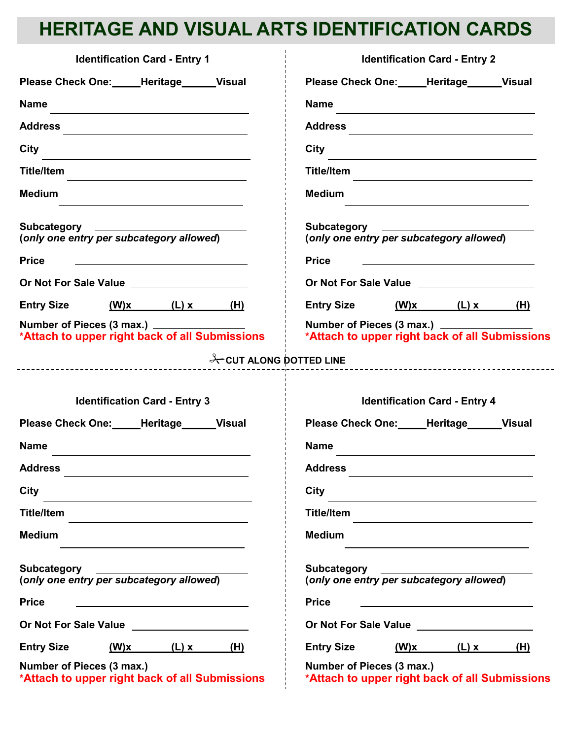# HERITAGE AND VISUAL ARTS IDENTIFICATION CARDS

**Identification Card - Entry 1**

**Please Check One:_____Heritage______Visual**

**Name** ____________________

**Address** ____________________

**City** ____________________

**Title/Item** ____________________

**Medium** ____________________

**Subcategory** ____________________
(***only one entry per subcategory allowed***)

**Price** ____________________

**Or Not For Sale Value** ____________________

**Entry Size** **(W)x (L) x (H)**

**Number of Pieces (3 max.)** ____________________

***Attach to upper right back of all Submissions**

**Identification Card - Entry 2**

**Please Check One:_____Heritage______Visual**

**Name** ____________________

**Address** ____________________

**City** ____________________

**Title/Item** ____________________

**Medium** ____________________

**Subcategory** ____________________
(***only one entry per subcategory allowed***)

**Price** ____________________

**Or Not For Sale Value** ____________________

**Entry Size** **(W)x (L) x (H)**

**Number of Pieces (3 max.)** ____________________

***Attach to upper right back of all Submissions**

✂ **CUT ALONG DOTTED LINE**

**Identification Card - Entry 3**

**Please Check One:_____Heritage______Visual**

**Name** ____________________

**Address** ____________________

**City** ____________________

**Title/Item** ____________________

**Medium** ____________________

**Subcategory** ____________________
(***only one entry per subcategory allowed***)

**Price** ____________________

**Or Not For Sale Value** ____________________

**Entry Size** **(W)x (L) x (H)**

**Number of Pieces (3 max.)**

***Attach to upper right back of all Submissions**

**Identification Card - Entry 4**

**Please Check One:_____Heritage______Visual**

**Name** ____________________

**Address** ____________________

**City** ____________________

**Title/Item** ____________________

**Medium** ____________________

**Subcategory** ____________________
(***only one entry per subcategory allowed***)

**Price** ____________________

**Or Not For Sale Value** ____________________

**Entry Size** **(W)x (L) x (H)**

**Number of Pieces (3 max.)**

***Attach to upper right back of all Submissions**